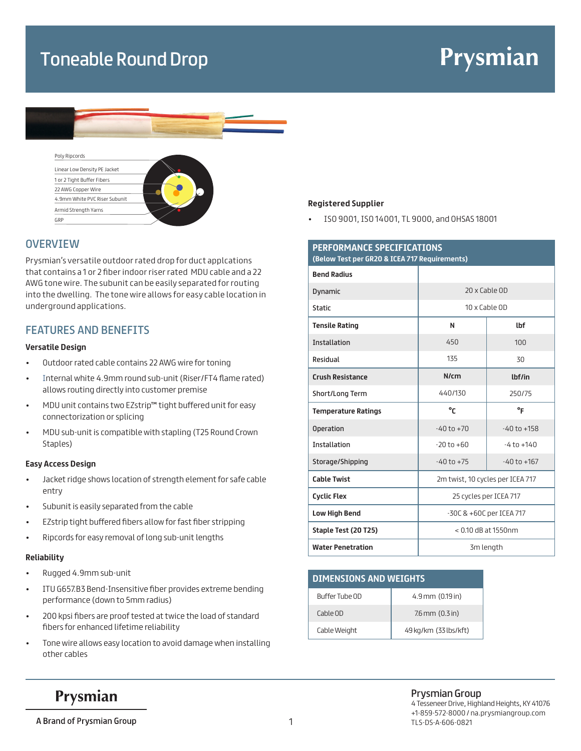# Toneable Round Drop

Prysmian

Poly Ripcords

Linear Low Density PE Jacket

1 or 2 Tight Buffer Fibers

22 AWG Copper Wire

4.9mm White PVC Riser Subunit

Armid Strength Yarns

GRP

## OVERVIEW

Prysmian's versatile outdoor rated drop for duct applcations that contains a 1 or 2 fiber indoor riser rated MDU cable and a 22 AWG tone wire. The subunit can be easily separated for routing into the dwelling. The tone wire allows for easy cable location in underground applications.

## FEATURES AND BENEFITS

### Versatile Design

- Outdoor rated cable contains 22 AWG wire for toning
- Internal white 4.9mm round sub-unit (Riser/FT4 flame rated) allows routing directly into customer premise
- MDU unit contains two EZstrip™ tight buffered unit for easy connectorization or splicing
- MDU sub-unit is compatible with stapling (T25 Round Crown Staples)

### Easy Access Design

- Jacket ridge shows location of strength element for safe cable entry
- Subunit is easily separated from the cable
- EZstrip tight buffered fibers allow for fast fiber stripping
- Ripcords for easy removal of long sub-unit lengths

### Reliability

- Rugged 4.9mm sub-unit
- ITU G657.B3 Bend-Insensitive fiber provides extreme bending performance (down to 5mm radius)
- 200 kpsi fibers are proof tested at twice the load of standard fibers for enhanced lifetime reliability
- Tone wire allows easy location to avoid damage when installing other cables

### Registered Supplier

- ISO 9001, ISO 14001, TL 9000, and OHSAS 18001

## PERFORMANCE SPECIFICATIONS

**(Below Test per GR20 & ICEA 717 Requirements)**

| **Bend Radius** | | |
|---|---|---|
| Dynamic | 20 x Cable OD | |
| Static | 10 x Cable OD | |
| **Tensile Rating** | **N** | **lbf** |
| Installation | 450 | 100 |
| Residual | 135 | 30 |
| **Crush Resistance** | **N/cm** | **lbf/in** |
| Short/Long Term | 440/130 | 250/75 |
| **Temperature Ratings** | **°C** | **°F** |
| Operation | -40 to +70 | -40 to +158 |
| Installation | -20 to +60 | -4 to +140 |
| Storage/Shipping | -40 to +75 | -40 to +167 |
| **Cable Twist** | 2m twist, 10 cycles per ICEA 717 | |
| **Cyclic Flex** | 25 cycles per ICEA 717 | |
| **Low High Bend** | -30C & +60C per ICEA 717 | |
| **Staple Test (20 T25)** | < 0.10 dB at 1550nm | |
| **Water Penetration** | 3m length | |

## DIMENSIONS AND WEIGHTS

| | |
|---|---|
| Buffer Tube OD | 4.9 mm (0.19 in) |
| Cable OD | 7.6 mm (0.3 in) |
| Cable Weight | 49 kg/km (33 lbs/kft) |

Prysmian

A Brand of Prysmian Group

Prysmian Group
4 Tesseneer Drive, Highland Heights, KY 41076
+1-859-572-8000 / na.prysmiangroup.com
TLS-DS-A-606-0821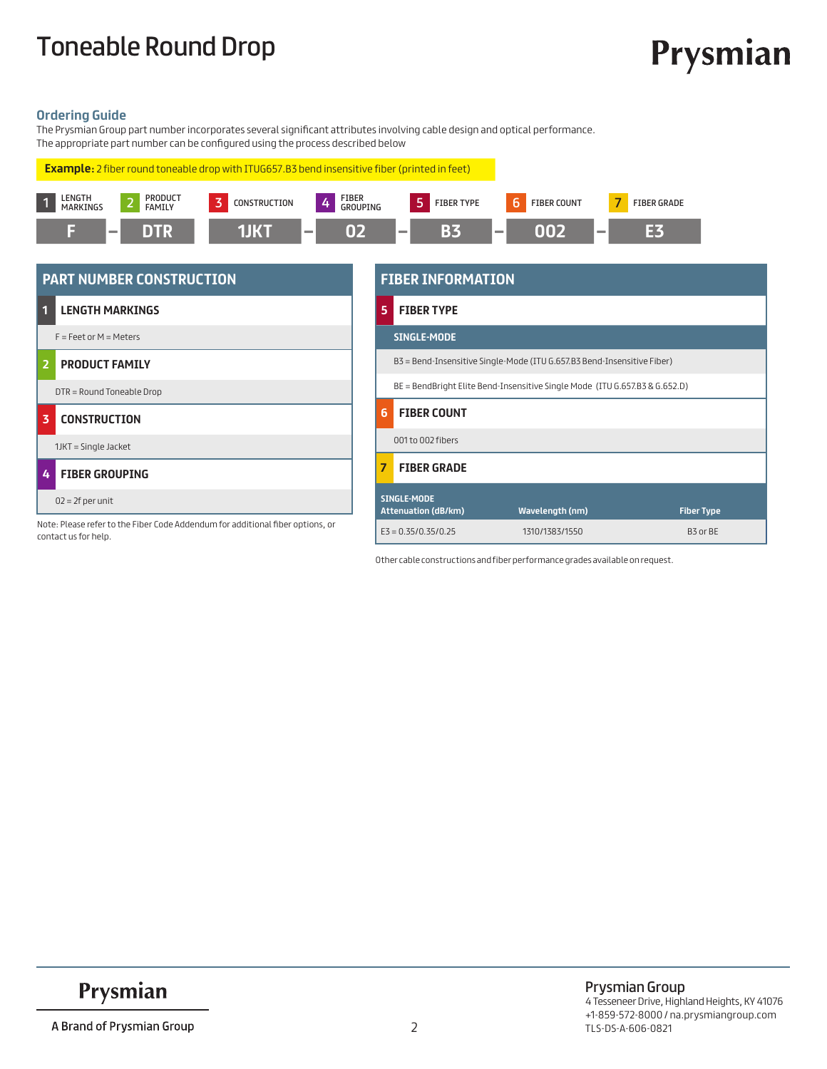# Toneable Round Drop

## Ordering Guide

The Prysmian Group part number incorporates several significant attributes involving cable design and optical performance.
The appropriate part number can be configured using the process described below

**Example:** 2 fiber round toneable drop with ITUG657.B3 bend insensitive fiber (printed in feet)

| 1 LENGTH MARKINGS | 2 PRODUCT FAMILY | 3 CONSTRUCTION | 4 FIBER GROUPING | 5 FIBER TYPE | 6 FIBER COUNT | 7 FIBER GRADE |
|---|---|---|---|---|---|---|
| F | DTR | 1JKT | 02 | B3 | 002 | E3 |

F – DTR – 1JKT – 02 – B3 – 002 – E3

## PART NUMBER CONSTRUCTION

### 1 LENGTH MARKINGS

F = Feet or M = Meters

### 2 PRODUCT FAMILY

DTR = Round Toneable Drop

### 3 CONSTRUCTION

1JKT = Single Jacket

### 4 FIBER GROUPING

02 = 2f per unit

Note: Please refer to the Fiber Code Addendum for additional fiber options, or contact us for help.

## FIBER INFORMATION

### 5 FIBER TYPE

**SINGLE-MODE**

B3 = Bend-Insensitive Single-Mode (ITU G.657.B3 Bend-Insensitive Fiber)

BE = BendBright Elite Bend-Insensitive Single Mode (ITU G.657.B3 & G.652.D)

### 6 FIBER COUNT

001 to 002 fibers

### 7 FIBER GRADE

| SINGLE-MODE Attenuation (dB/km) | Wavelength (nm) | Fiber Type |
|---|---|---|
| E3 = 0.35/0.35/0.25 | 1310/1383/1550 | B3 or BE |

Other cable constructions and fiber performance grades available on request.

Prysmian

A Brand of Prysmian Group

**Prysmian Group**
4 Tesseneer Drive, Highland Heights, KY 41076
+1-859-572-8000 / na.prysmiangroup.com
TLS-DS-A-606-0821